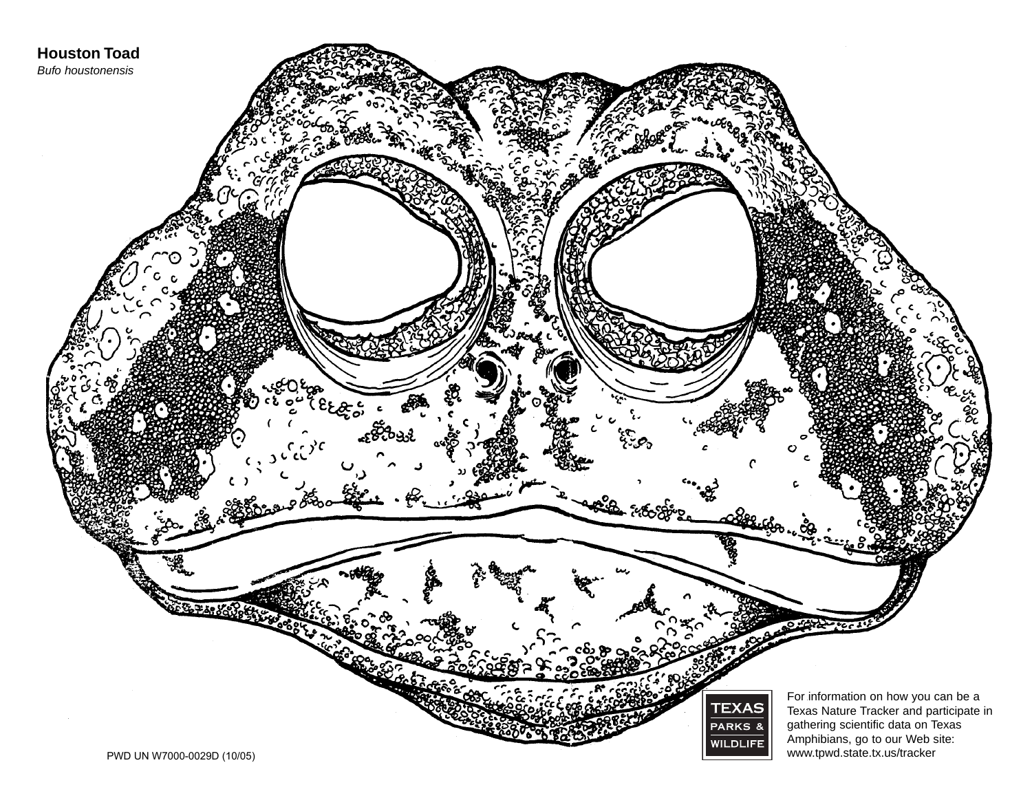**Houston Toad**

*Bufo houstonensis*

TEXAS PARKS & WILDLIFE

For information on how you can be a Texas Nature Tracker and participate in gathering scientific data on Texas Amphibians, go to our Web site: www.tpwd.state.tx.us/tracker

PWD UN W7000-0029D (10/05)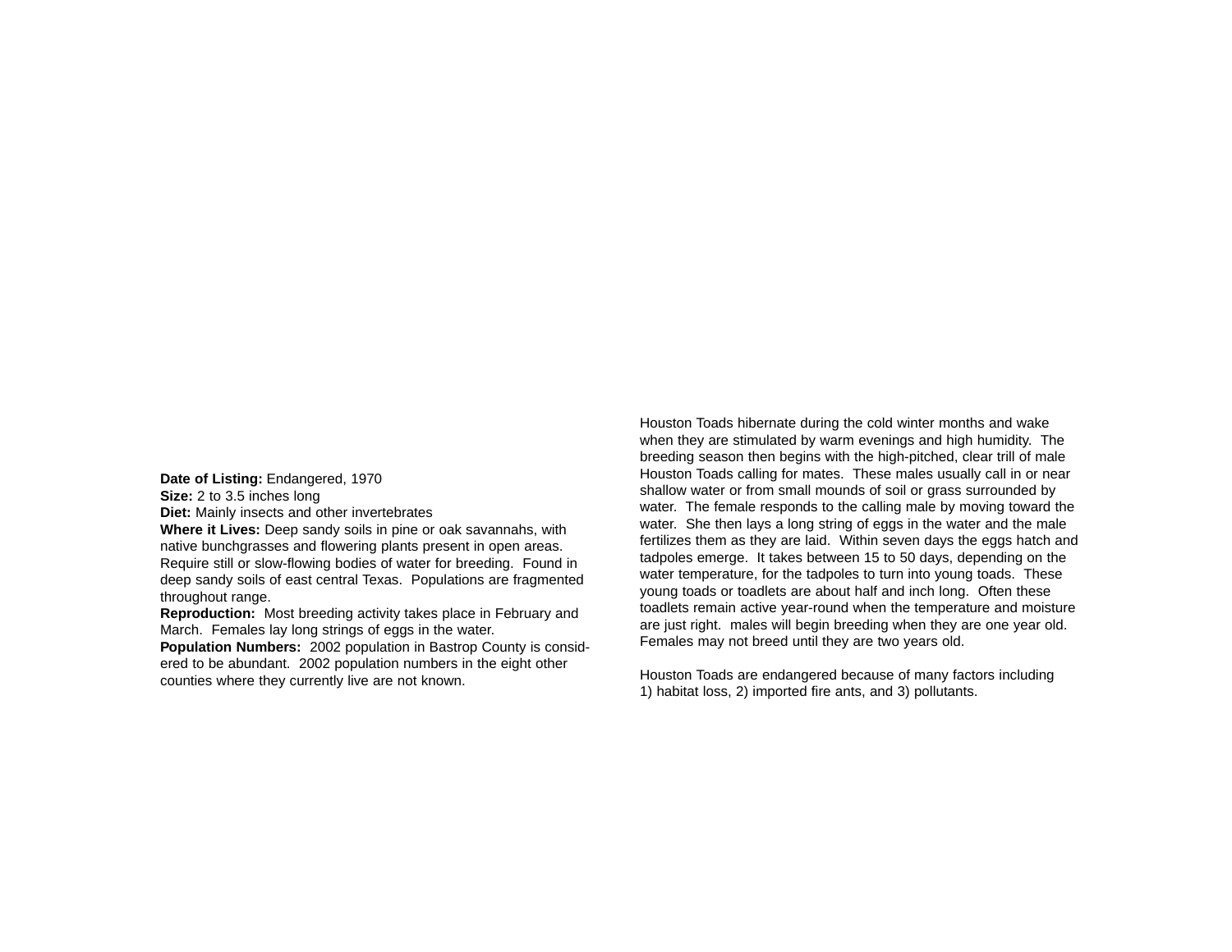**Date of Listing:** Endangered, 1970
**Size:** 2 to 3.5 inches long
**Diet:** Mainly insects and other invertebrates
**Where it Lives:** Deep sandy soils in pine or oak savannahs, with native bunchgrasses and flowering plants present in open areas. Require still or slow-flowing bodies of water for breeding. Found in deep sandy soils of east central Texas. Populations are fragmented throughout range.
**Reproduction:** Most breeding activity takes place in February and March. Females lay long strings of eggs in the water.
**Population Numbers:** 2002 population in Bastrop County is considered to be abundant. 2002 population numbers in the eight other counties where they currently live are not known.

Houston Toads hibernate during the cold winter months and wake when they are stimulated by warm evenings and high humidity. The breeding season then begins with the high-pitched, clear trill of male Houston Toads calling for mates. These males usually call in or near shallow water or from small mounds of soil or grass surrounded by water. The female responds to the calling male by moving toward the water. She then lays a long string of eggs in the water and the male fertilizes them as they are laid. Within seven days the eggs hatch and tadpoles emerge. It takes between 15 to 50 days, depending on the water temperature, for the tadpoles to turn into young toads. These young toads or toadlets are about half and inch long. Often these toadlets remain active year-round when the temperature and moisture are just right. males will begin breeding when they are one year old. Females may not breed until they are two years old.

Houston Toads are endangered because of many factors including 1) habitat loss, 2) imported fire ants, and 3) pollutants.